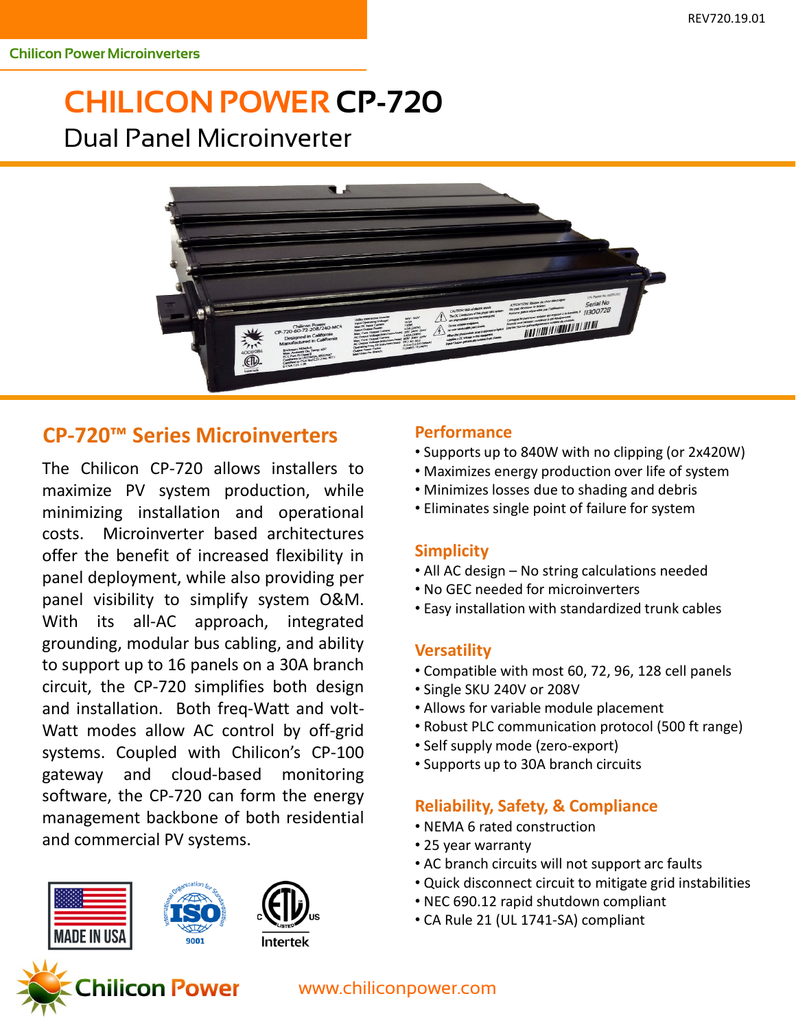REV720.19.01

Chilicon Power Microinverters

# CHILICON POWER CP-720

## Dual Panel Microinverter

## CP-720™ Series Microinverters

The Chilicon CP-720 allows installers to maximize PV system production, while minimizing installation and operational costs. Microinverter based architectures offer the benefit of increased flexibility in panel deployment, while also providing per panel visibility to simplify system O&M. With its all-AC approach, integrated grounding, modular bus cabling, and ability to support up to 16 panels on a 30A branch circuit, the CP-720 simplifies both design and installation. Both freq-Watt and volt-Watt modes allow AC control by off-grid systems. Coupled with Chilicon's CP-100 gateway and cloud-based monitoring software, the CP-720 can form the energy management backbone of both residential and commercial PV systems.

MADE IN USA | ISO 9001 | Intertek

### Performance

- Supports up to 840W with no clipping (or 2x420W)
- Maximizes energy production over life of system
- Minimizes losses due to shading and debris
- Eliminates single point of failure for system

### Simplicity

- All AC design – No string calculations needed
- No GEC needed for microinverters
- Easy installation with standardized trunk cables

### Versatility

- Compatible with most 60, 72, 96, 128 cell panels
- Single SKU 240V or 208V
- Allows for variable module placement
- Robust PLC communication protocol (500 ft range)
- Self supply mode (zero-export)
- Supports up to 30A branch circuits

### Reliability, Safety, & Compliance

- NEMA 6 rated construction
- 25 year warranty
- AC branch circuits will not support arc faults
- Quick disconnect circuit to mitigate grid instabilities
- NEC 690.12 rapid shutdown compliant
- CA Rule 21 (UL 1741-SA) compliant

Chilicon Power

www.chiliconpower.com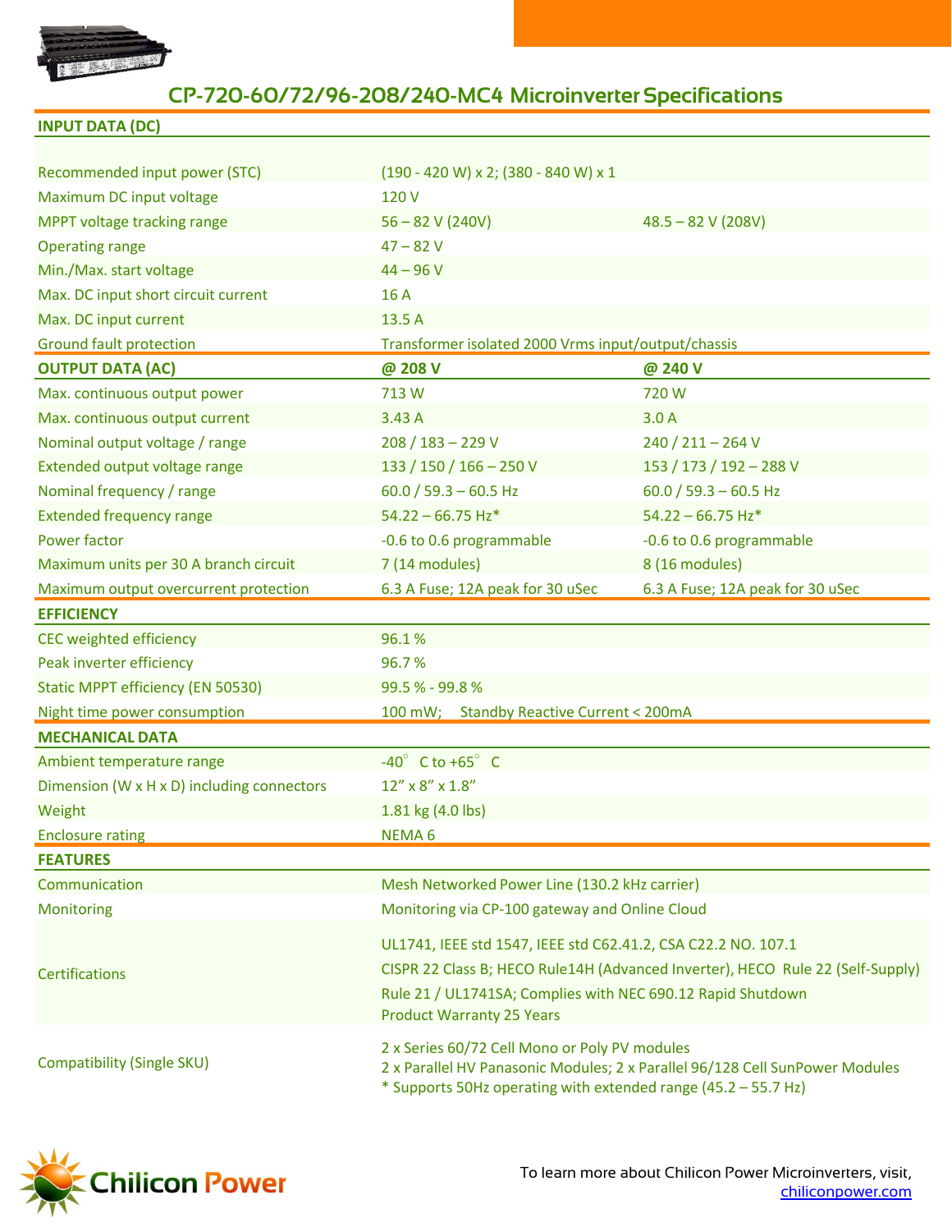# CP-720-60/72/96-208/240-MC4 Microinverter Specifications

| INPUT DATA (DC) | | |
|---|---|---|
| Recommended input power (STC) | (190 - 420 W) x 2; (380 - 840 W) x 1 | |
| Maximum DC input voltage | 120 V | |
| MPPT voltage tracking range | 56 – 82 V (240V) | 48.5 – 82 V (208V) |
| Operating range | 47 – 82 V | |
| Min./Max. start voltage | 44 – 96 V | |
| Max. DC input short circuit current | 16 A | |
| Max. DC input current | 13.5 A | |
| Ground fault protection | Transformer isolated 2000 Vrms input/output/chassis | |

| OUTPUT DATA (AC) | @ 208 V | @ 240 V |
|---|---|---|
| Max. continuous output power | 713 W | 720 W |
| Max. continuous output current | 3.43 A | 3.0 A |
| Nominal output voltage / range | 208 / 183 – 229 V | 240 / 211 – 264 V |
| Extended output voltage range | 133 / 150 / 166 – 250 V | 153 / 173 / 192 – 288 V |
| Nominal frequency / range | 60.0 / 59.3 – 60.5 Hz | 60.0 / 59.3 – 60.5 Hz |
| Extended frequency range | 54.22 – 66.75 Hz* | 54.22 – 66.75 Hz* |
| Power factor | -0.6 to 0.6 programmable | -0.6 to 0.6 programmable |
| Maximum units per 30 A branch circuit | 7 (14 modules) | 8 (16 modules) |
| Maximum output overcurrent protection | 6.3 A Fuse; 12A peak for 30 uSec | 6.3 A Fuse; 12A peak for 30 uSec |

| EFFICIENCY | |
|---|---|
| CEC weighted efficiency | 96.1 % |
| Peak inverter efficiency | 96.7 % |
| Static MPPT efficiency (EN 50530) | 99.5 % - 99.8 % |
| Night time power consumption | 100 mW; Standby Reactive Current < 200mA |

| MECHANICAL DATA | |
|---|---|
| Ambient temperature range | -40° C to +65° C |
| Dimension (W x H x D) including connectors | 12” x 8” x 1.8” |
| Weight | 1.81 kg (4.0 lbs) |
| Enclosure rating | NEMA 6 |

| FEATURES | |
|---|---|
| Communication | Mesh Networked Power Line (130.2 kHz carrier) |
| Monitoring | Monitoring via CP-100 gateway and Online Cloud |
| Certifications | UL1741, IEEE std 1547, IEEE std C62.41.2, CSA C22.2 NO. 107.1<br>CISPR 22 Class B; HECO Rule14H (Advanced Inverter), HECO Rule 22 (Self-Supply)<br>Rule 21 / UL1741SA; Complies with NEC 690.12 Rapid Shutdown<br>Product Warranty 25 Years |
| Compatibility (Single SKU) | 2 x Series 60/72 Cell Mono or Poly PV modules<br>2 x Parallel HV Panasonic Modules; 2 x Parallel 96/128 Cell SunPower Modules<br>* Supports 50Hz operating with extended range (45.2 – 55.7 Hz) |

Chilicon Power

To learn more about Chilicon Power Microinverters, visit, chiliconpower.com